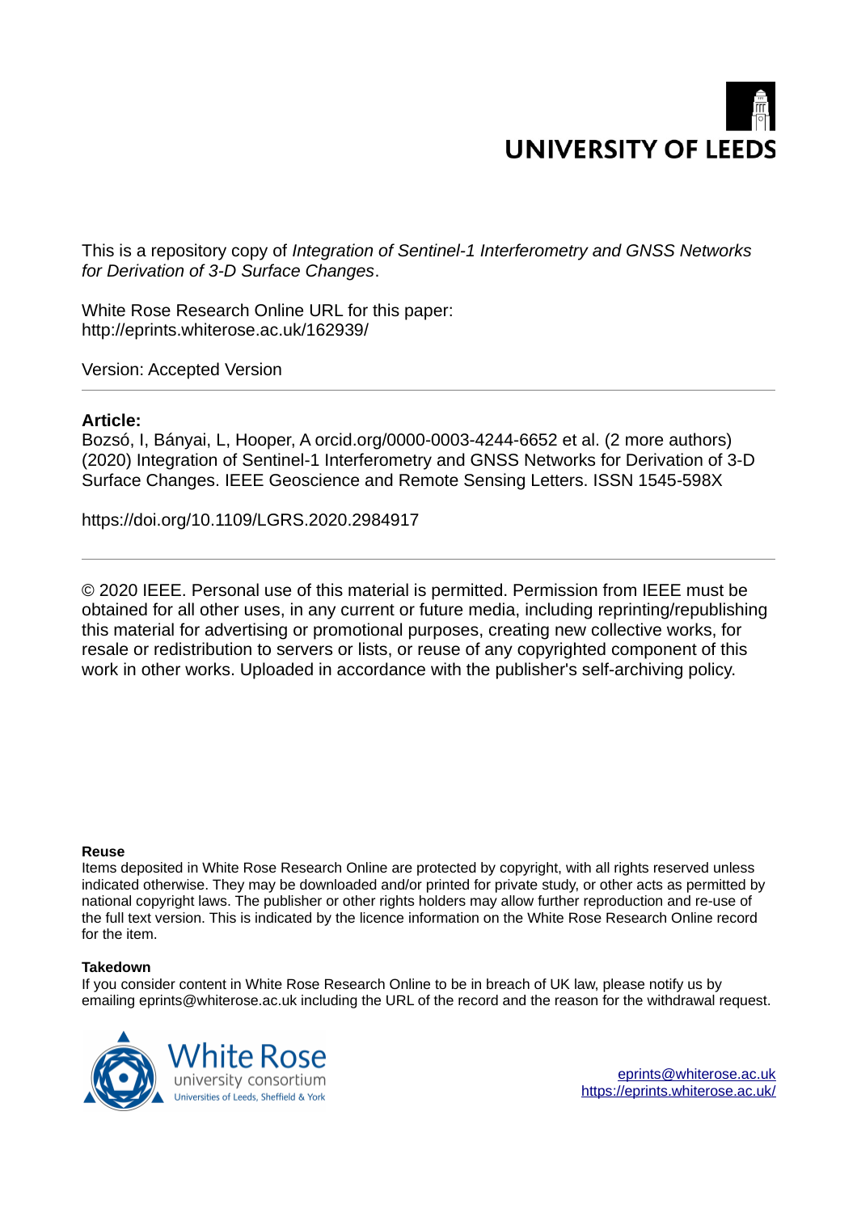UNIVERSITY OF LEEDS

This is a repository copy of *Integration of Sentinel-1 Interferometry and GNSS Networks for Derivation of 3-D Surface Changes*.

White Rose Research Online URL for this paper:
http://eprints.whiterose.ac.uk/162939/

Version: Accepted Version

**Article:**

Bozsó, I, Bányai, L, Hooper, A orcid.org/0000-0003-4244-6652 et al. (2 more authors) (2020) Integration of Sentinel-1 Interferometry and GNSS Networks for Derivation of 3-D Surface Changes. IEEE Geoscience and Remote Sensing Letters. ISSN 1545-598X

https://doi.org/10.1109/LGRS.2020.2984917

---

© 2020 IEEE. Personal use of this material is permitted. Permission from IEEE must be obtained for all other uses, in any current or future media, including reprinting/republishing this material for advertising or promotional purposes, creating new collective works, for resale or redistribution to servers or lists, or reuse of any copyrighted component of this work in other works. Uploaded in accordance with the publisher's self-archiving policy.

**Reuse**

Items deposited in White Rose Research Online are protected by copyright, with all rights reserved unless indicated otherwise. They may be downloaded and/or printed for private study, or other acts as permitted by national copyright laws. The publisher or other rights holders may allow further reproduction and re-use of the full text version. This is indicated by the licence information on the White Rose Research Online record for the item.

**Takedown**

If you consider content in White Rose Research Online to be in breach of UK law, please notify us by emailing eprints@whiterose.ac.uk including the URL of the record and the reason for the withdrawal request.

White Rose university consortium
Universities of Leeds, Sheffield & York

eprints@whiterose.ac.uk
https://eprints.whiterose.ac.uk/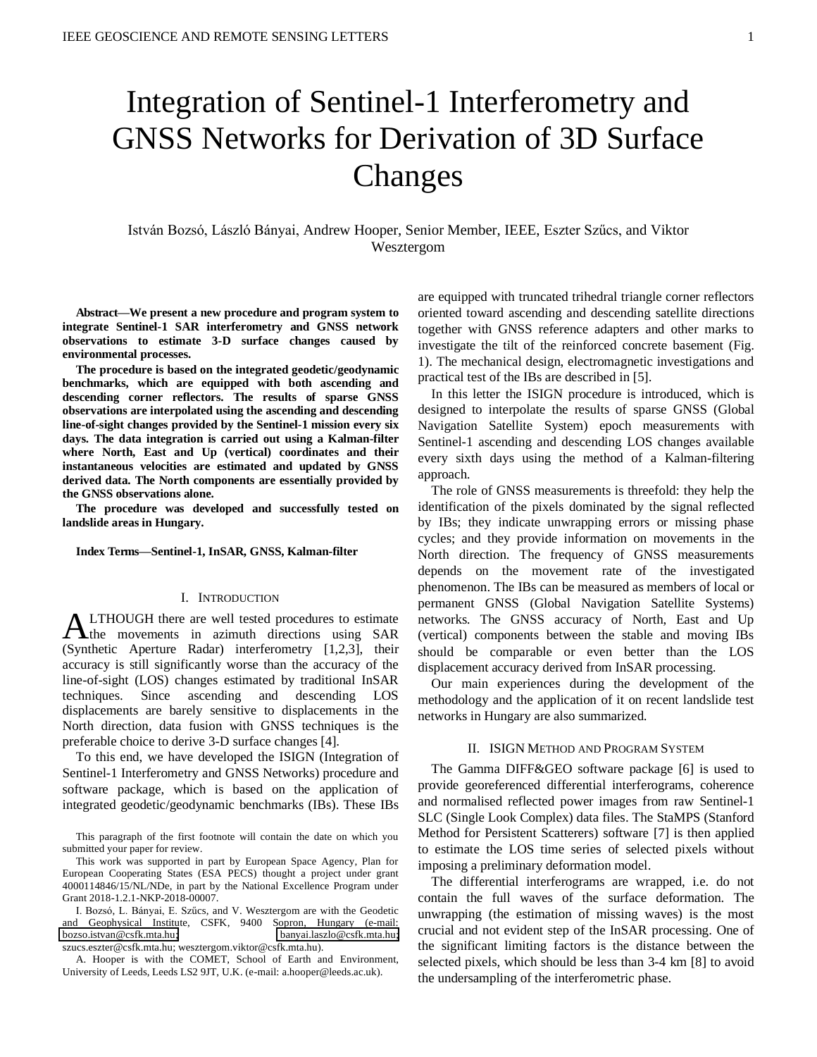# Integration of Sentinel-1 Interferometry and GNSS Networks for Derivation of 3D Surface Changes

István Bozsó, László Bányai, Andrew Hooper, Senior Member, IEEE, Eszter Szűcs, and Viktor Wesztergom

**Abstract—We present a new procedure and program system to integrate Sentinel-1 SAR interferometry and GNSS network observations to estimate 3-D surface changes caused by environmental processes.**

**The procedure is based on the integrated geodetic/geodynamic benchmarks, which are equipped with both ascending and descending corner reflectors. The results of sparse GNSS observations are interpolated using the ascending and descending line-of-sight changes provided by the Sentinel-1 mission every six days. The data integration is carried out using a Kalman-filter where North, East and Up (vertical) coordinates and their instantaneous velocities are estimated and updated by GNSS derived data. The North components are essentially provided by the GNSS observations alone.**

**The procedure was developed and successfully tested on landslide areas in Hungary.**

**Index Terms—Sentinel-1, InSAR, GNSS, Kalman-filter**

## I. Introduction

Although there are well tested procedures to estimate the movements in azimuth directions using SAR (Synthetic Aperture Radar) interferometry [1,2,3], their accuracy is still significantly worse than the accuracy of the line-of-sight (LOS) changes estimated by traditional InSAR techniques. Since ascending and descending LOS displacements are barely sensitive to displacements in the North direction, data fusion with GNSS techniques is the preferable choice to derive 3-D surface changes [4].

To this end, we have developed the ISIGN (Integration of Sentinel-1 Interferometry and GNSS Networks) procedure and software package, which is based on the application of integrated geodetic/geodynamic benchmarks (IBs). These IBs are equipped with truncated trihedral triangle corner reflectors oriented toward ascending and descending satellite directions together with GNSS reference adapters and other marks to investigate the tilt of the reinforced concrete basement (Fig. 1). The mechanical design, electromagnetic investigations and practical test of the IBs are described in [5].

In this letter the ISIGN procedure is introduced, which is designed to interpolate the results of sparse GNSS (Global Navigation Satellite System) epoch measurements with Sentinel-1 ascending and descending LOS changes available every sixth days using the method of a Kalman-filtering approach.

The role of GNSS measurements is threefold: they help the identification of the pixels dominated by the signal reflected by IBs; they indicate unwrapping errors or missing phase cycles; and they provide information on movements in the North direction. The frequency of GNSS measurements depends on the movement rate of the investigated phenomenon. The IBs can be measured as members of local or permanent GNSS (Global Navigation Satellite Systems) networks. The GNSS accuracy of North, East and Up (vertical) components between the stable and moving IBs should be comparable or even better than the LOS displacement accuracy derived from InSAR processing.

Our main experiences during the development of the methodology and the application of it on recent landslide test networks in Hungary are also summarized.

## II. ISIGN Method and Program System

The Gamma DIFF&GEO software package [6] is used to provide georeferenced differential interferograms, coherence and normalised reflected power images from raw Sentinel-1 SLC (Single Look Complex) data files. The StaMPS (Stanford Method for Persistent Scatterers) software [7] is then applied to estimate the LOS time series of selected pixels without imposing a preliminary deformation model.

The differential interferograms are wrapped, i.e. do not contain the full waves of the surface deformation. The unwrapping (the estimation of missing waves) is the most crucial and not evident step of the InSAR processing. One of the significant limiting factors is the distance between the selected pixels, which should be less than 3-4 km [8] to avoid the undersampling of the interferometric phase.

This paragraph of the first footnote will contain the date on which you submitted your paper for review.

This work was supported in part by European Space Agency, Plan for European Cooperating States (ESA PECS) thought a project under grant 4000114846/15/NL/NDe, in part by the National Excellence Program under Grant 2018-1.2.1-NKP-2018-00007.

I. Bozsó, L. Bányai, E. Szűcs, and V. Wesztergom are with the Geodetic and Geophysical Institute, CSFK, 9400 Sopron, Hungary (e-mail: bozso.istvan@csfk.mta.hu; banyai.laszlo@csfk.mta.hu; szucs.eszter@csfk.mta.hu; wesztergom.viktor@csfk.mta.hu).

A. Hooper is with the COMET, School of Earth and Environment, University of Leeds, Leeds LS2 9JT, U.K. (e-mail: a.hooper@leeds.ac.uk).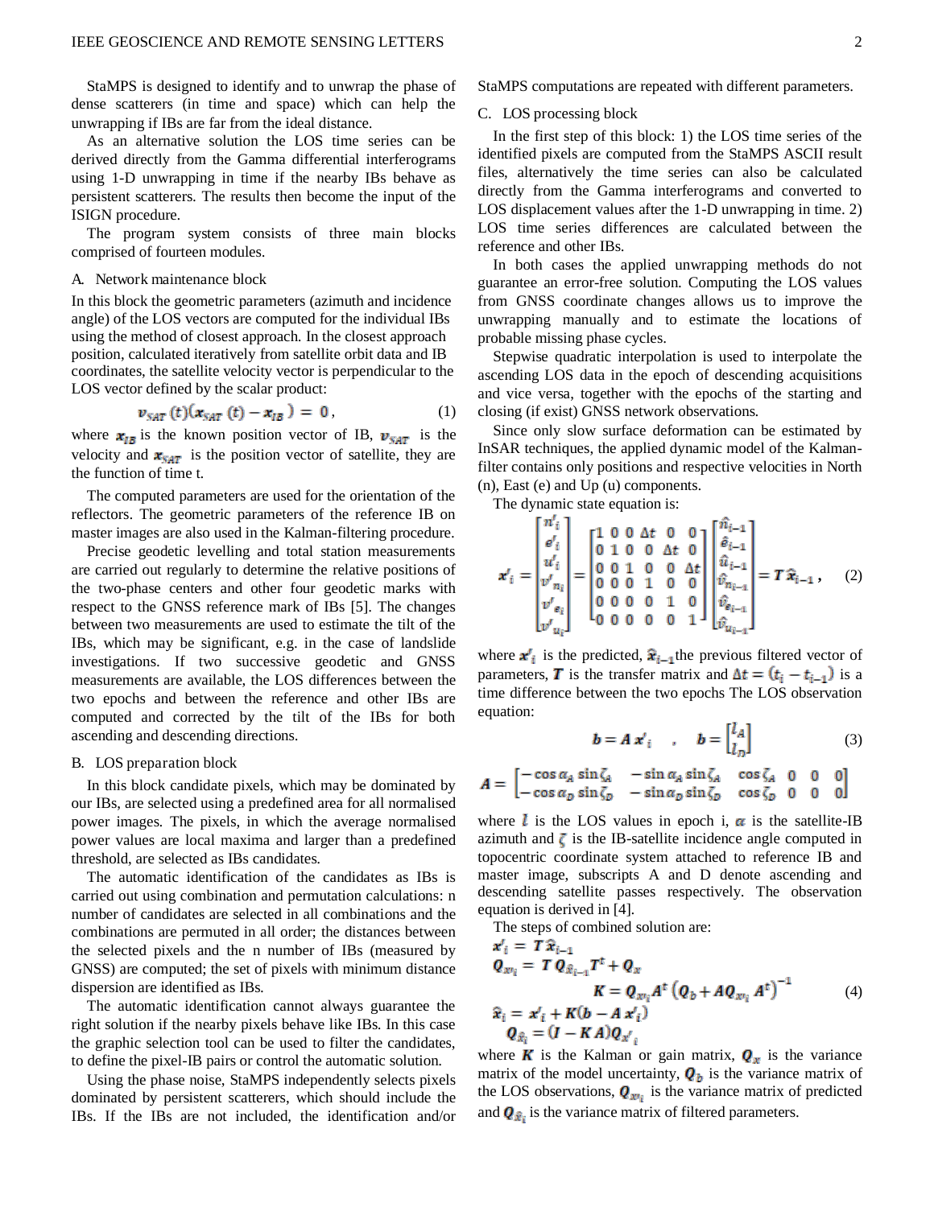StaMPS is designed to identify and to unwrap the phase of dense scatterers (in time and space) which can help the unwrapping if IBs are far from the ideal distance.

As an alternative solution the LOS time series can be derived directly from the Gamma differential interferograms using 1-D unwrapping in time if the nearby IBs behave as persistent scatterers. The results then become the input of the ISIGN procedure.

The program system consists of three main blocks comprised of fourteen modules.

### A. Network maintenance block

In this block the geometric parameters (azimuth and incidence angle) of the LOS vectors are computed for the individual IBs using the method of closest approach. In the closest approach position, calculated iteratively from satellite orbit data and IB coordinates, the satellite velocity vector is perpendicular to the LOS vector defined by the scalar product:

$$\boldsymbol{v}_{SAT}(t)(\boldsymbol{x}_{SAT}(t) - \boldsymbol{x}_{IB}) = 0, \tag{1}$$

where $\boldsymbol{x}_{IB}$ is the known position vector of IB, $\boldsymbol{v}_{SAT}$ is the velocity and $\boldsymbol{x}_{SAT}$ is the position vector of satellite, they are the function of time t.

The computed parameters are used for the orientation of the reflectors. The geometric parameters of the reference IB on master images are also used in the Kalman-filtering procedure.

Precise geodetic levelling and total station measurements are carried out regularly to determine the relative positions of the two-phase centers and other four geodetic marks with respect to the GNSS reference mark of IBs [5]. The changes between two measurements are used to estimate the tilt of the IBs, which may be significant, e.g. in the case of landslide investigations. If two successive geodetic and GNSS measurements are available, the LOS differences between the two epochs and between the reference and other IBs are computed and corrected by the tilt of the IBs for both ascending and descending directions.

### B. LOS preparation block

In this block candidate pixels, which may be dominated by our IBs, are selected using a predefined area for all normalised power images. The pixels, in which the average normalised power values are local maxima and larger than a predefined threshold, are selected as IBs candidates.

The automatic identification of the candidates as IBs is carried out using combination and permutation calculations: n number of candidates are selected in all combinations and the combinations are permuted in all order; the distances between the selected pixels and the n number of IBs (measured by GNSS) are computed; the set of pixels with minimum distance dispersion are identified as IBs.

The automatic identification cannot always guarantee the right solution if the nearby pixels behave like IBs. In this case the graphic selection tool can be used to filter the candidates, to define the pixel-IB pairs or control the automatic solution.

Using the phase noise, StaMPS independently selects pixels dominated by persistent scatterers, which should include the IBs. If the IBs are not included, the identification and/or StaMPS computations are repeated with different parameters.

### C. LOS processing block

In the first step of this block: 1) the LOS time series of the identified pixels are computed from the StaMPS ASCII result files, alternatively the time series can also be calculated directly from the Gamma interferograms and converted to LOS displacement values after the 1-D unwrapping in time. 2) LOS time series differences are calculated between the reference and other IBs.

In both cases the applied unwrapping methods do not guarantee an error-free solution. Computing the LOS values from GNSS coordinate changes allows us to improve the unwrapping manually and to estimate the locations of probable missing phase cycles.

Stepwise quadratic interpolation is used to interpolate the ascending LOS data in the epoch of descending acquisitions and vice versa, together with the epochs of the starting and closing (if exist) GNSS network observations.

Since only slow surface deformation can be estimated by InSAR techniques, the applied dynamic model of the Kalman-filter contains only positions and respective velocities in North (n), East (e) and Up (u) components.

The dynamic state equation is:

$$\boldsymbol{x}'_i = \begin{bmatrix} n'_i \\ e'_i \\ u'_i \\ v'_{n_i} \\ v'_{e_i} \\ v'_{u_i} \end{bmatrix} = \begin{bmatrix} 1 & 0 & 0 & \Delta t & 0 & 0 \\ 0 & 1 & 0 & 0 & \Delta t & 0 \\ 0 & 0 & 1 & 0 & 0 & \Delta t \\ 0 & 0 & 0 & 1 & 0 & 0 \\ 0 & 0 & 0 & 0 & 1 & 0 \\ 0 & 0 & 0 & 0 & 0 & 1 \end{bmatrix} \begin{bmatrix} \hat{n}_{i-1} \\ \hat{e}_{i-1} \\ \hat{u}_{i-1} \\ \hat{v}_{n_{i-1}} \\ \hat{v}_{e_{i-1}} \\ \hat{v}_{u_{i-1}} \end{bmatrix} = \boldsymbol{T}\,\hat{\boldsymbol{x}}_{i-1}, \tag{2}$$

where $\boldsymbol{x}'_i$ is the predicted, $\hat{\boldsymbol{x}}_{i-1}$ the previous filtered vector of parameters, $\boldsymbol{T}$ is the transfer matrix and $\Delta t = (t_i - t_{i-1})$ is a time difference between the two epochs The LOS observation equation:

$$\boldsymbol{b} = \boldsymbol{A}\,\boldsymbol{x}'_i \quad , \quad \boldsymbol{b} = \begin{bmatrix} l_A \\ l_D \end{bmatrix} \tag{3}$$

$$\boldsymbol{A} = \begin{bmatrix} -\cos\alpha_A \sin\zeta_A & -\sin\alpha_A \sin\zeta_A & \cos\zeta_A & 0 & 0 & 0 \\ -\cos\alpha_D \sin\zeta_D & -\sin\alpha_D \sin\zeta_D & \cos\zeta_D & 0 & 0 & 0 \end{bmatrix}$$

where $l$ is the LOS values in epoch i, $\alpha$ is the satellite-IB azimuth and $\zeta$ is the IB-satellite incidence angle computed in topocentric coordinate system attached to reference IB and master image, subscripts A and D denote ascending and descending satellite passes respectively. The observation equation is derived in [4].

The steps of combined solution are:

$$\begin{aligned}
&\boldsymbol{x}'_i = \boldsymbol{T}\,\hat{\boldsymbol{x}}_{i-1} \\
&\boldsymbol{Q}_{x'_i} = \boldsymbol{T}\,\boldsymbol{Q}_{\hat{x}_{i-1}}\boldsymbol{T}^t + \boldsymbol{Q}_x \\
&\boldsymbol{K} = \boldsymbol{Q}_{x'_i}\boldsymbol{A}^t\left(\boldsymbol{Q}_b + \boldsymbol{A}\boldsymbol{Q}_{x'_i}\boldsymbol{A}^t\right)^{-1} \\
&\hat{\boldsymbol{x}}_i = \boldsymbol{x}'_i + \boldsymbol{K}(\boldsymbol{b} - \boldsymbol{A}\,\boldsymbol{x}'_i) \\
&\boldsymbol{Q}_{\hat{x}_i} = (\boldsymbol{I} - \boldsymbol{K}\,\boldsymbol{A})\boldsymbol{Q}_{x'_i}
\end{aligned} \tag{4}$$

where $\boldsymbol{K}$ is the Kalman or gain matrix, $\boldsymbol{Q}_x$ is the variance matrix of the model uncertainty, $\boldsymbol{Q}_b$ is the variance matrix of the LOS observations, $\boldsymbol{Q}_{x'_i}$ is the variance matrix of predicted and $\boldsymbol{Q}_{\hat{x}_i}$ is the variance matrix of filtered parameters.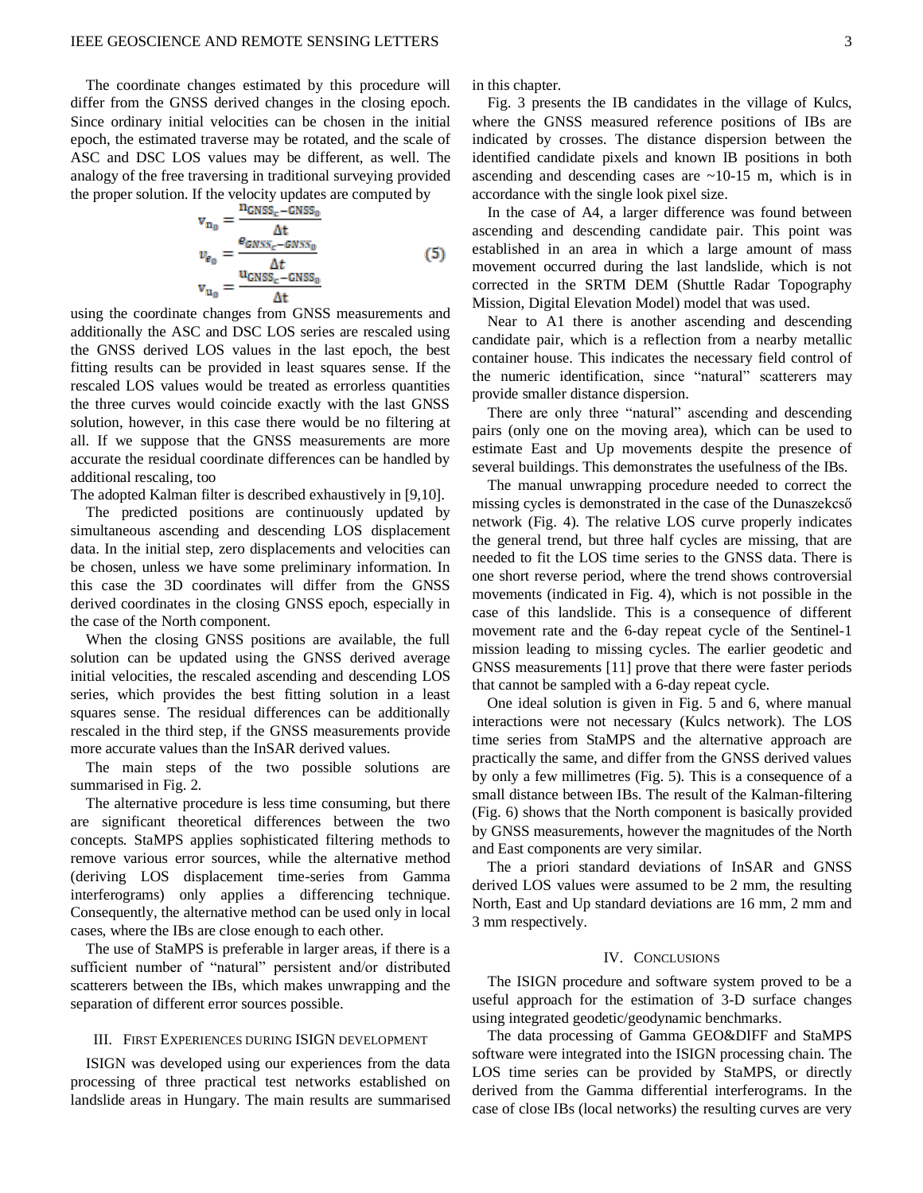The coordinate changes estimated by this procedure will differ from the GNSS derived changes in the closing epoch. Since ordinary initial velocities can be chosen in the initial epoch, the estimated traverse may be rotated, and the scale of ASC and DSC LOS values may be different, as well. The analogy of the free traversing in traditional surveying provided the proper solution. If the velocity updates are computed by

$$v_{n_0} = \frac{n_{GNSS_c - GNSS_0}}{\Delta t}$$
$$v_{e_0} = \frac{e_{GNSS_c - GNSS_0}}{\Delta t} \qquad (5)$$
$$v_{u_0} = \frac{u_{GNSS_c - GNSS_0}}{\Delta t}$$

using the coordinate changes from GNSS measurements and additionally the ASC and DSC LOS series are rescaled using the GNSS derived LOS values in the last epoch, the best fitting results can be provided in least squares sense. If the rescaled LOS values would be treated as errorless quantities the three curves would coincide exactly with the last GNSS solution, however, in this case there would be no filtering at all. If we suppose that the GNSS measurements are more accurate the residual coordinate differences can be handled by additional rescaling, too

The adopted Kalman filter is described exhaustively in [9,10].

The predicted positions are continuously updated by simultaneous ascending and descending LOS displacement data. In the initial step, zero displacements and velocities can be chosen, unless we have some preliminary information. In this case the 3D coordinates will differ from the GNSS derived coordinates in the closing GNSS epoch, especially in the case of the North component.

When the closing GNSS positions are available, the full solution can be updated using the GNSS derived average initial velocities, the rescaled ascending and descending LOS series, which provides the best fitting solution in a least squares sense. The residual differences can be additionally rescaled in the third step, if the GNSS measurements provide more accurate values than the InSAR derived values.

The main steps of the two possible solutions are summarised in Fig. 2.

The alternative procedure is less time consuming, but there are significant theoretical differences between the two concepts. StaMPS applies sophisticated filtering methods to remove various error sources, while the alternative method (deriving LOS displacement time-series from Gamma interferograms) only applies a differencing technique. Consequently, the alternative method can be used only in local cases, where the IBs are close enough to each other.

The use of StaMPS is preferable in larger areas, if there is a sufficient number of "natural" persistent and/or distributed scatterers between the IBs, which makes unwrapping and the separation of different error sources possible.

## III. First Experiences during ISIGN development

ISIGN was developed using our experiences from the data processing of three practical test networks established on landslide areas in Hungary. The main results are summarised in this chapter.

Fig. 3 presents the IB candidates in the village of Kulcs, where the GNSS measured reference positions of IBs are indicated by crosses. The distance dispersion between the identified candidate pixels and known IB positions in both ascending and descending cases are ~10-15 m, which is in accordance with the single look pixel size.

In the case of A4, a larger difference was found between ascending and descending candidate pair. This point was established in an area in which a large amount of mass movement occurred during the last landslide, which is not corrected in the SRTM DEM (Shuttle Radar Topography Mission, Digital Elevation Model) model that was used.

Near to A1 there is another ascending and descending candidate pair, which is a reflection from a nearby metallic container house. This indicates the necessary field control of the numeric identification, since "natural" scatterers may provide smaller distance dispersion.

There are only three "natural" ascending and descending pairs (only one on the moving area), which can be used to estimate East and Up movements despite the presence of several buildings. This demonstrates the usefulness of the IBs.

The manual unwrapping procedure needed to correct the missing cycles is demonstrated in the case of the Dunaszekcső network (Fig. 4). The relative LOS curve properly indicates the general trend, but three half cycles are missing, that are needed to fit the LOS time series to the GNSS data. There is one short reverse period, where the trend shows controversial movements (indicated in Fig. 4), which is not possible in the case of this landslide. This is a consequence of different movement rate and the 6-day repeat cycle of the Sentinel-1 mission leading to missing cycles. The earlier geodetic and GNSS measurements [11] prove that there were faster periods that cannot be sampled with a 6-day repeat cycle.

One ideal solution is given in Fig. 5 and 6, where manual interactions were not necessary (Kulcs network). The LOS time series from StaMPS and the alternative approach are practically the same, and differ from the GNSS derived values by only a few millimetres (Fig. 5). This is a consequence of a small distance between IBs. The result of the Kalman-filtering (Fig. 6) shows that the North component is basically provided by GNSS measurements, however the magnitudes of the North and East components are very similar.

The a priori standard deviations of InSAR and GNSS derived LOS values were assumed to be 2 mm, the resulting North, East and Up standard deviations are 16 mm, 2 mm and 3 mm respectively.

## IV. Conclusions

The ISIGN procedure and software system proved to be a useful approach for the estimation of 3-D surface changes using integrated geodetic/geodynamic benchmarks.

The data processing of Gamma GEO&DIFF and StaMPS software were integrated into the ISIGN processing chain. The LOS time series can be provided by StaMPS, or directly derived from the Gamma differential interferograms. In the case of close IBs (local networks) the resulting curves are very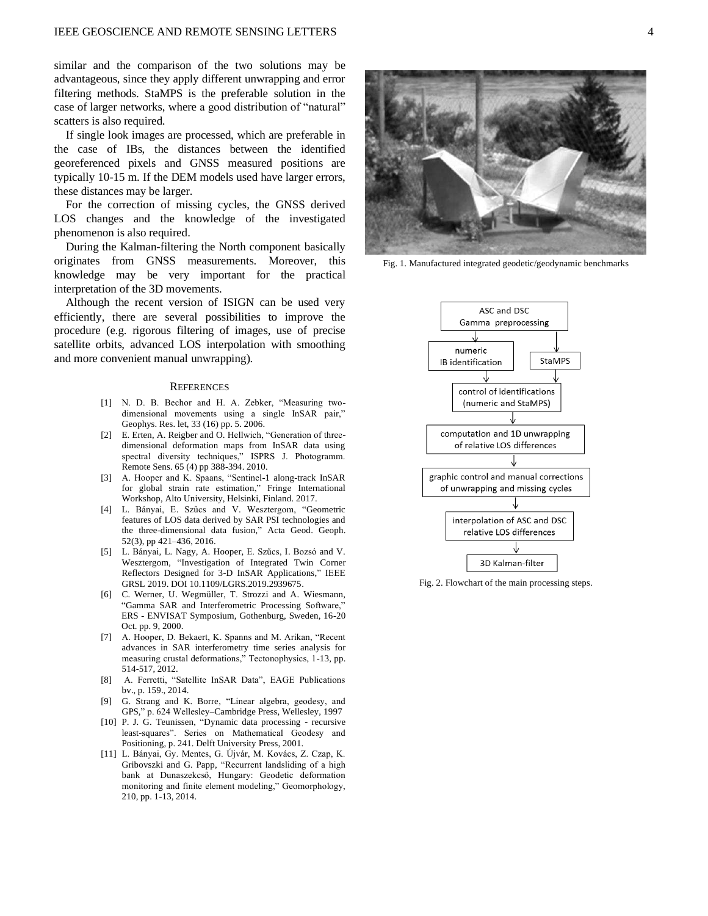similar and the comparison of the two solutions may be advantageous, since they apply different unwrapping and error filtering methods. StaMPS is the preferable solution in the case of larger networks, where a good distribution of "natural" scatters is also required.

If single look images are processed, which are preferable in the case of IBs, the distances between the identified georeferenced pixels and GNSS measured positions are typically 10-15 m. If the DEM models used have larger errors, these distances may be larger.

For the correction of missing cycles, the GNSS derived LOS changes and the knowledge of the investigated phenomenon is also required.

During the Kalman-filtering the North component basically originates from GNSS measurements. Moreover, this knowledge may be very important for the practical interpretation of the 3D movements.

Although the recent version of ISIGN can be used very efficiently, there are several possibilities to improve the procedure (e.g. rigorous filtering of images, use of precise satellite orbits, advanced LOS interpolation with smoothing and more convenient manual unwrapping).

Fig. 1. Manufactured integrated geodetic/geodynamic benchmarks

ASC and DSC Gamma preprocessing → numeric IB identification | StaMPS → control of identifications (numeric and StaMPS) → computation and 1D unwrapping of relative LOS differences → graphic control and manual corrections of unwrapping and missing cycles → interpolation of ASC and DSC relative LOS differences → 3D Kalman-filter

Fig. 2. Flowchart of the main processing steps.

## REFERENCES

[1] N. D. B. Bechor and H. A. Zebker, "Measuring two-dimensional movements using a single InSAR pair," Geophys. Res. let, 33 (16) pp. 5. 2006.

[2] E. Erten, A. Reigber and O. Hellwich, "Generation of three-dimensional deformation maps from InSAR data using spectral diversity techniques," ISPRS J. Photogramm. Remote Sens. 65 (4) pp 388-394. 2010.

[3] A. Hooper and K. Spaans, "Sentinel-1 along-track InSAR for global strain rate estimation," Fringe International Workshop, Alto University, Helsinki, Finland. 2017.

[4] L. Bányai, E. Szűcs and V. Wesztergom, "Geometric features of LOS data derived by SAR PSI technologies and the three-dimensional data fusion," Acta Geod. Geoph. 52(3), pp 421–436, 2016.

[5] L. Bányai, L. Nagy, A. Hooper, E. Szűcs, I. Bozsó and V. Wesztergom, "Investigation of Integrated Twin Corner Reflectors Designed for 3-D InSAR Applications," IEEE GRSL 2019. DOI 10.1109/LGRS.2019.2939675.

[6] C. Werner, U. Wegmüller, T. Strozzi and A. Wiesmann, "Gamma SAR and Interferometric Processing Software," ERS - ENVISAT Symposium, Gothenburg, Sweden, 16-20 Oct. pp. 9, 2000.

[7] A. Hooper, D. Bekaert, K. Spanns and M. Arikan, "Recent advances in SAR interferometry time series analysis for measuring crustal deformations," Tectonophysics, 1-13, pp. 514-517, 2012.

[8] A. Ferretti, "Satellite InSAR Data", EAGE Publications bv., p. 159., 2014.

[9] G. Strang and K. Borre, "Linear algebra, geodesy, and GPS," p. 624 Wellesley–Cambridge Press, Wellesley, 1997

[10] P. J. G. Teunissen, "Dynamic data processing - recursive least-squares". Series on Mathematical Geodesy and Positioning, p. 241. Delft University Press, 2001.

[11] L. Bányai, Gy. Mentes, G. Újvár, M. Kovács, Z. Czap, K. Gribovszki and G. Papp, "Recurrent landsliding of a high bank at Dunaszekcső, Hungary: Geodetic deformation monitoring and finite element modeling," Geomorphology, 210, pp. 1-13, 2014.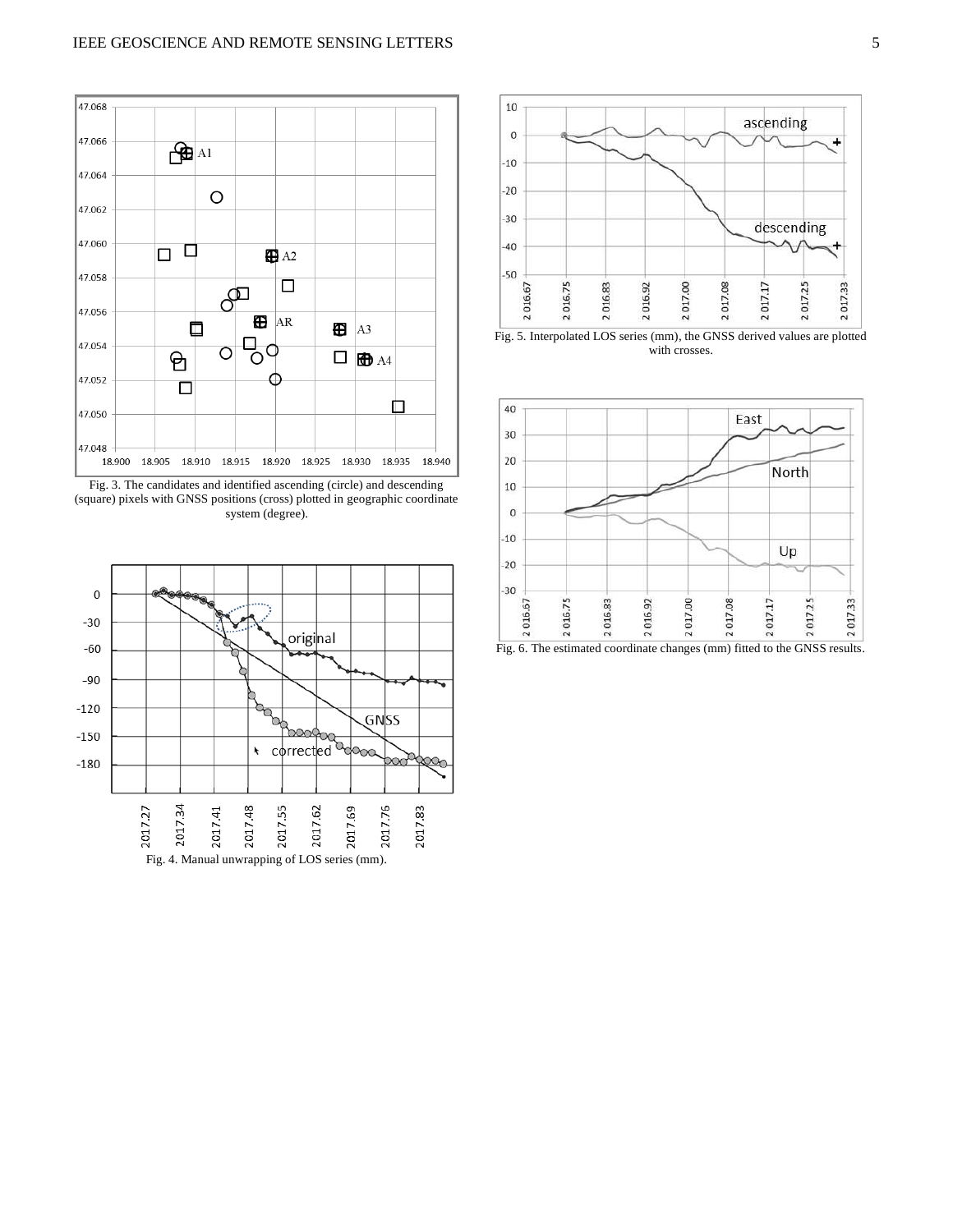47.068
47.066
47.064
47.062
47.060
47.058
47.056
47.054
47.052
47.050
47.048
18.900 18.905 18.910 18.915 18.920 18.925 18.930 18.935 18.940
A1
A2
AR
A3
A4

Fig. 3. The candidates and identified ascending (circle) and descending (square) pixels with GNSS positions (cross) plotted in geographic coordinate system (degree).

0
-30
-60
-90
-120
-150
-180
original
GNSS
corrected
2017.27 2017.34 2017.41 2017.48 2017.55 2017.62 2017.69 2017.76 2017.83

Fig. 4. Manual unwrapping of LOS series (mm).

10
0
-10
-20
-30
-40
-50
ascending
descending
2 016.67 2 016.75 2 016.83 2 016.92 2 017.00 2 017.08 2 017.17 2 017.25 2 017.33

Fig. 5. Interpolated LOS series (mm), the GNSS derived values are plotted with crosses.

40
30
20
10
0
-10
-20
-30
East
North
Up
2 016.67 2 016.75 2 016.83 2 016.92 2 017.00 2 017.08 2 017.17 2 017.25 2 017.33

Fig. 6. The estimated coordinate changes (mm) fitted to the GNSS results.